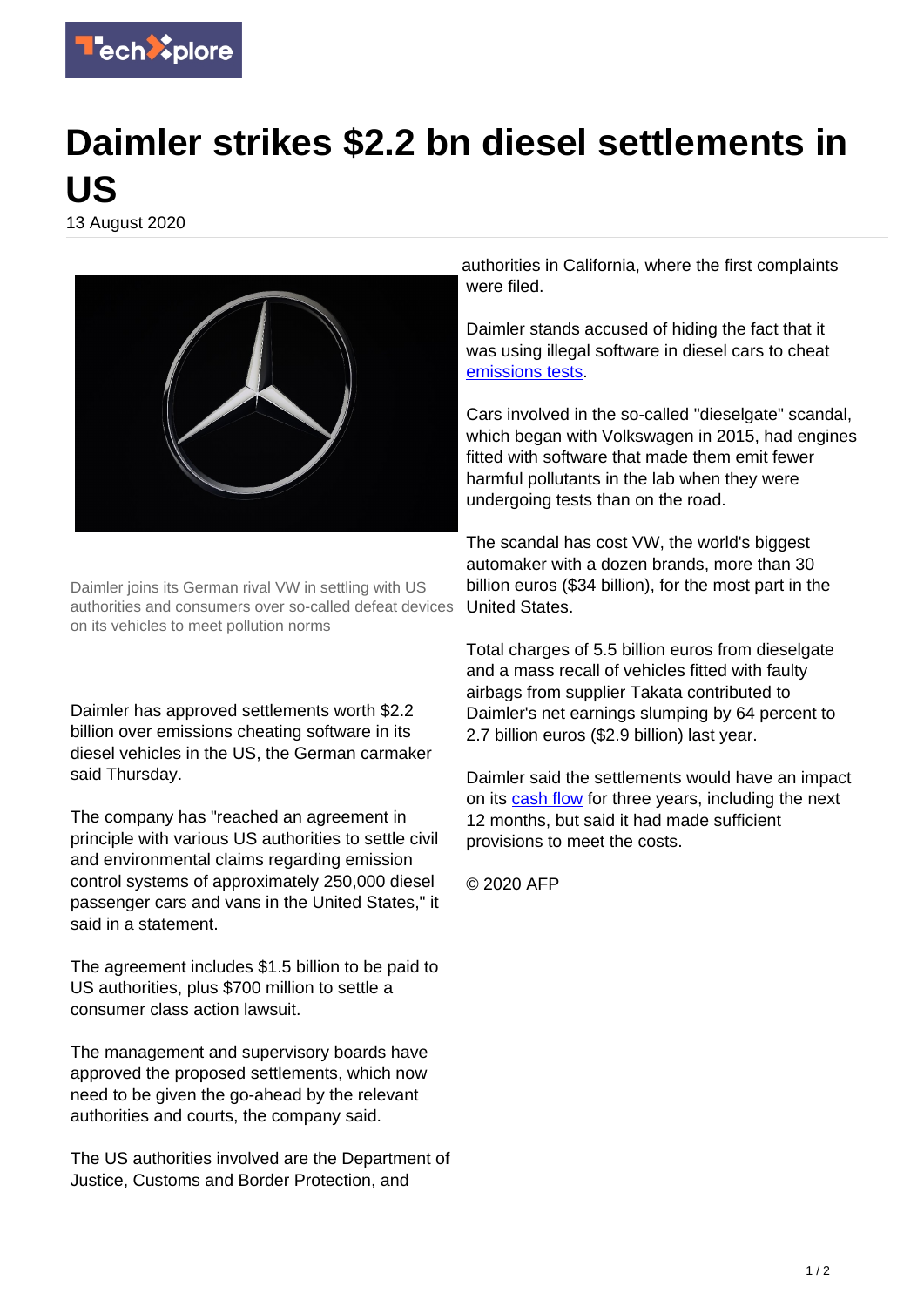# Daimler strikes $2.2 bn diesel settlements in US

13 August 2020

Daimler joins its German rival VW in settling with US authorities and consumers over so-called defeat devices on its vehicles to meet pollution norms

Daimler has approved settlements worth $2.2 billion over emissions cheating software in its diesel vehicles in the US, the German carmaker said Thursday.

The company has "reached an agreement in principle with various US authorities to settle civil and environmental claims regarding emission control systems of approximately 250,000 diesel passenger cars and vans in the United States," it said in a statement.

The agreement includes $1.5 billion to be paid to US authorities, plus $700 million to settle a consumer class action lawsuit.

The management and supervisory boards have approved the proposed settlements, which now need to be given the go-ahead by the relevant authorities and courts, the company said.

The US authorities involved are the Department of Justice, Customs and Border Protection, and authorities in California, where the first complaints were filed.

Daimler stands accused of hiding the fact that it was using illegal software in diesel cars to cheat emissions tests.

Cars involved in the so-called "dieselgate" scandal, which began with Volkswagen in 2015, had engines fitted with software that made them emit fewer harmful pollutants in the lab when they were undergoing tests than on the road.

The scandal has cost VW, the world's biggest automaker with a dozen brands, more than 30 billion euros ($34 billion), for the most part in the United States.

Total charges of 5.5 billion euros from dieselgate and a mass recall of vehicles fitted with faulty airbags from supplier Takata contributed to Daimler's net earnings slumping by 64 percent to 2.7 billion euros ($2.9 billion) last year.

Daimler said the settlements would have an impact on its cash flow for three years, including the next 12 months, but said it had made sufficient provisions to meet the costs.

© 2020 AFP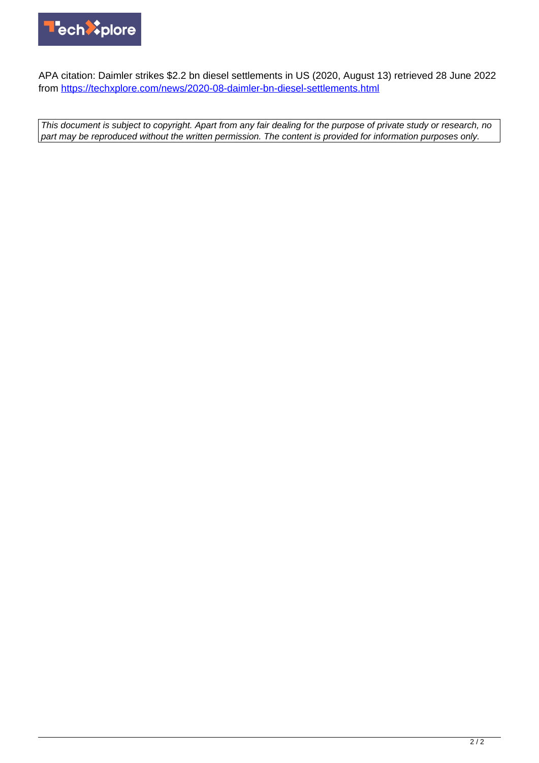APA citation: Daimler strikes $2.2 bn diesel settlements in US (2020, August 13) retrieved 28 June 2022 from https://techxplore.com/news/2020-08-daimler-bn-diesel-settlements.html

*This document is subject to copyright. Apart from any fair dealing for the purpose of private study or research, no part may be reproduced without the written permission. The content is provided for information purposes only.*